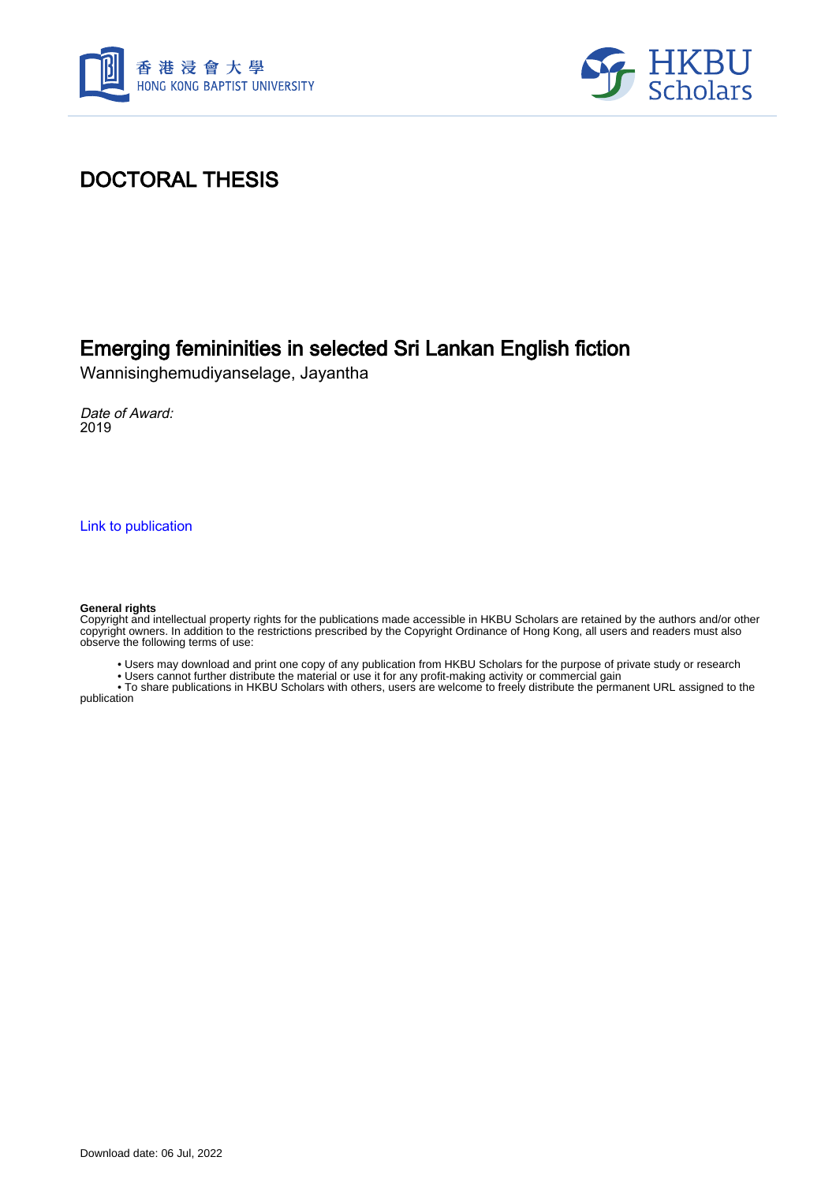# DOCTORAL THESIS

## Emerging femininities in selected Sri Lankan English fiction

Wannisinghemudiyanselage, Jayantha

*Date of Award:*
2019

Link to publication

**General rights**
Copyright and intellectual property rights for the publications made accessible in HKBU Scholars are retained by the authors and/or other copyright owners. In addition to the restrictions prescribed by the Copyright Ordinance of Hong Kong, all users and readers must also observe the following terms of use:

- Users may download and print one copy of any publication from HKBU Scholars for the purpose of private study or research
- Users cannot further distribute the material or use it for any profit-making activity or commercial gain
- To share publications in HKBU Scholars with others, users are welcome to freely distribute the permanent URL assigned to the publication

Download date: 06 Jul, 2022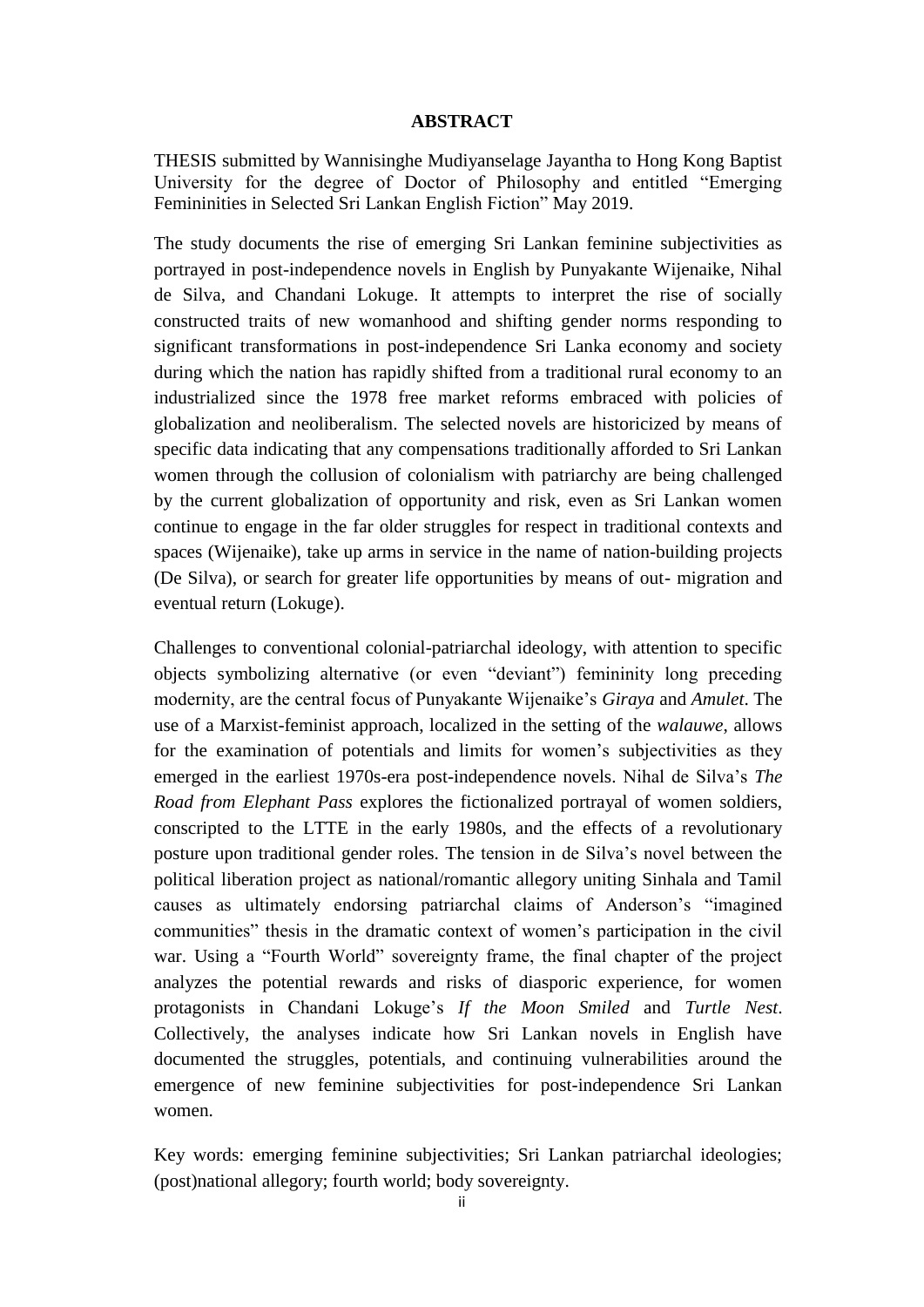## ABSTRACT

THESIS submitted by Wannisinghe Mudiyanselage Jayantha to Hong Kong Baptist University for the degree of Doctor of Philosophy and entitled "Emerging Femininities in Selected Sri Lankan English Fiction" May 2019.

The study documents the rise of emerging Sri Lankan feminine subjectivities as portrayed in post-independence novels in English by Punyakante Wijenaike, Nihal de Silva, and Chandani Lokuge. It attempts to interpret the rise of socially constructed traits of new womanhood and shifting gender norms responding to significant transformations in post-independence Sri Lanka economy and society during which the nation has rapidly shifted from a traditional rural economy to an industrialized since the 1978 free market reforms embraced with policies of globalization and neoliberalism. The selected novels are historicized by means of specific data indicating that any compensations traditionally afforded to Sri Lankan women through the collusion of colonialism with patriarchy are being challenged by the current globalization of opportunity and risk, even as Sri Lankan women continue to engage in the far older struggles for respect in traditional contexts and spaces (Wijenaike), take up arms in service in the name of nation-building projects (De Silva), or search for greater life opportunities by means of out- migration and eventual return (Lokuge).

Challenges to conventional colonial-patriarchal ideology, with attention to specific objects symbolizing alternative (or even "deviant") femininity long preceding modernity, are the central focus of Punyakante Wijenaike's *Giraya* and *Amulet*. The use of a Marxist-feminist approach, localized in the setting of the *walauwe*, allows for the examination of potentials and limits for women's subjectivities as they emerged in the earliest 1970s-era post-independence novels. Nihal de Silva's *The Road from Elephant Pass* explores the fictionalized portrayal of women soldiers, conscripted to the LTTE in the early 1980s, and the effects of a revolutionary posture upon traditional gender roles. The tension in de Silva's novel between the political liberation project as national/romantic allegory uniting Sinhala and Tamil causes as ultimately endorsing patriarchal claims of Anderson's "imagined communities" thesis in the dramatic context of women's participation in the civil war. Using a "Fourth World" sovereignty frame, the final chapter of the project analyzes the potential rewards and risks of diasporic experience, for women protagonists in Chandani Lokuge's *If the Moon Smiled* and *Turtle Nest*. Collectively, the analyses indicate how Sri Lankan novels in English have documented the struggles, potentials, and continuing vulnerabilities around the emergence of new feminine subjectivities for post-independence Sri Lankan women.

Key words: emerging feminine subjectivities; Sri Lankan patriarchal ideologies; (post)national allegory; fourth world; body sovereignty.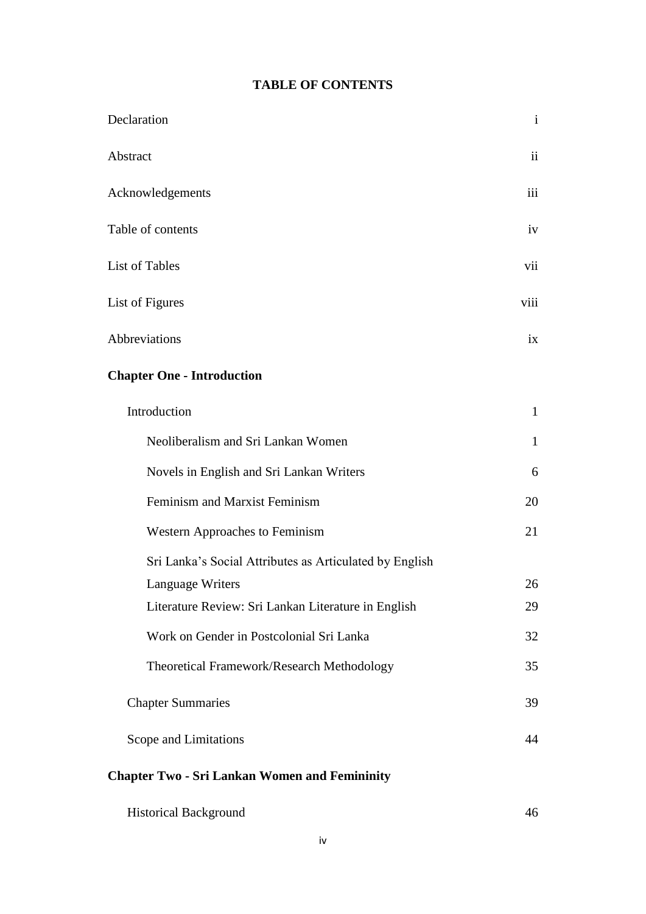# TABLE OF CONTENTS

| | |
|---|---|
| Declaration | i |
| Abstract | ii |
| Acknowledgements | iii |
| Table of contents | iv |
| List of Tables | vii |
| List of Figures | viii |
| Abbreviations | ix |
| **Chapter One - Introduction** | |
| Introduction | 1 |
| Neoliberalism and Sri Lankan Women | 1 |
| Novels in English and Sri Lankan Writers | 6 |
| Feminism and Marxist Feminism | 20 |
| Western Approaches to Feminism | 21 |
| Sri Lanka's Social Attributes as Articulated by English Language Writers | 26 |
| Literature Review: Sri Lankan Literature in English | 29 |
| Work on Gender in Postcolonial Sri Lanka | 32 |
| Theoretical Framework/Research Methodology | 35 |
| Chapter Summaries | 39 |
| Scope and Limitations | 44 |
| **Chapter Two - Sri Lankan Women and Femininity** | |
| Historical Background | 46 |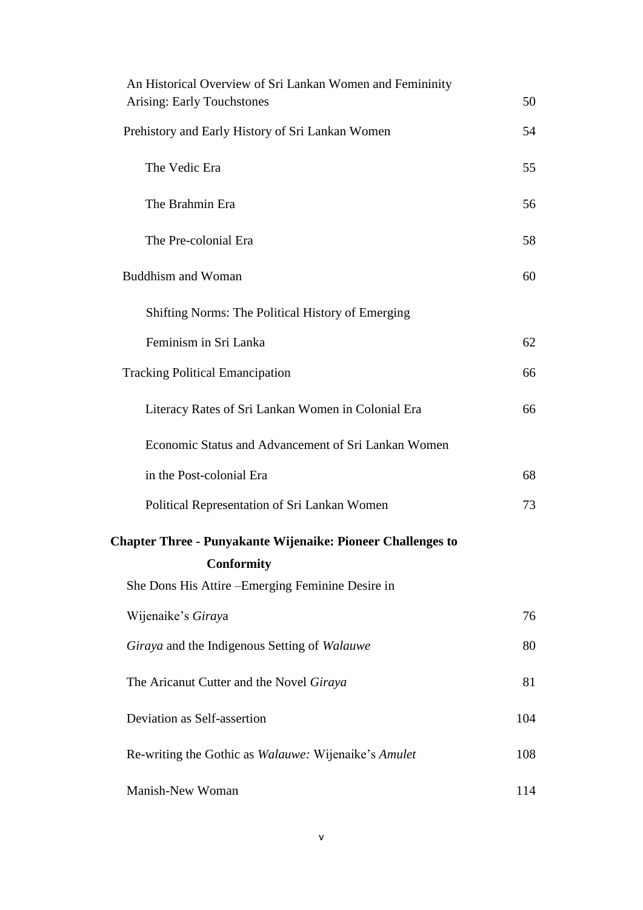| | |
|---|---|
| An Historical Overview of Sri Lankan Women and Femininity Arising: Early Touchstones | 50 |
| Prehistory and Early History of Sri Lankan Women | 54 |
| The Vedic Era | 55 |
| The Brahmin Era | 56 |
| The Pre-colonial Era | 58 |
| Buddhism and Woman | 60 |
| Shifting Norms: The Political History of Emerging Feminism in Sri Lanka | 62 |
| Tracking Political Emancipation | 66 |
| Literacy Rates of Sri Lankan Women in Colonial Era | 66 |
| Economic Status and Advancement of Sri Lankan Women in the Post-colonial Era | 68 |
| Political Representation of Sri Lankan Women | 73 |
| **Chapter Three - Punyakante Wijenaike: Pioneer Challenges to Conformity** | |
| She Dons His Attire –Emerging Feminine Desire in Wijenaike's *Gira*ya | 76 |
| *Giraya* and the Indigenous Setting of *Walauwe* | 80 |
| The Aricanut Cutter and the Novel *Giraya* | 81 |
| Deviation as Self-assertion | 104 |
| Re-writing the Gothic as *Walauwe:* Wijenaike's *Amulet* | 108 |
| Manish-New Woman | 114 |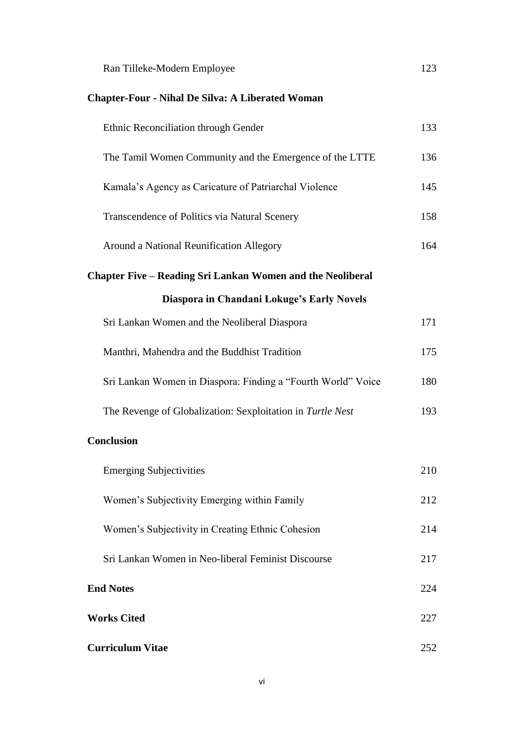Ran Tilleke-Modern Employee 123

**Chapter-Four - Nihal De Silva: A Liberated Woman**

Ethnic Reconciliation through Gender 133

The Tamil Women Community and the Emergence of the LTTE 136

Kamala's Agency as Caricature of Patriarchal Violence 145

Transcendence of Politics via Natural Scenery 158

Around a National Reunification Allegory 164

**Chapter Five – Reading Sri Lankan Women and the Neoliberal Diaspora in Chandani Lokuge's Early Novels**

Sri Lankan Women and the Neoliberal Diaspora 171

Manthri, Mahendra and the Buddhist Tradition 175

Sri Lankan Women in Diaspora: Finding a "Fourth World" Voice 180

The Revenge of Globalization: Sexploitation in *Turtle Nest* 193

**Conclusion**

Emerging Subjectivities 210

Women's Subjectivity Emerging within Family 212

Women's Subjectivity in Creating Ethnic Cohesion 214

Sri Lankan Women in Neo-liberal Feminist Discourse 217

**End Notes** 224

**Works Cited** 227

**Curriculum Vitae** 252